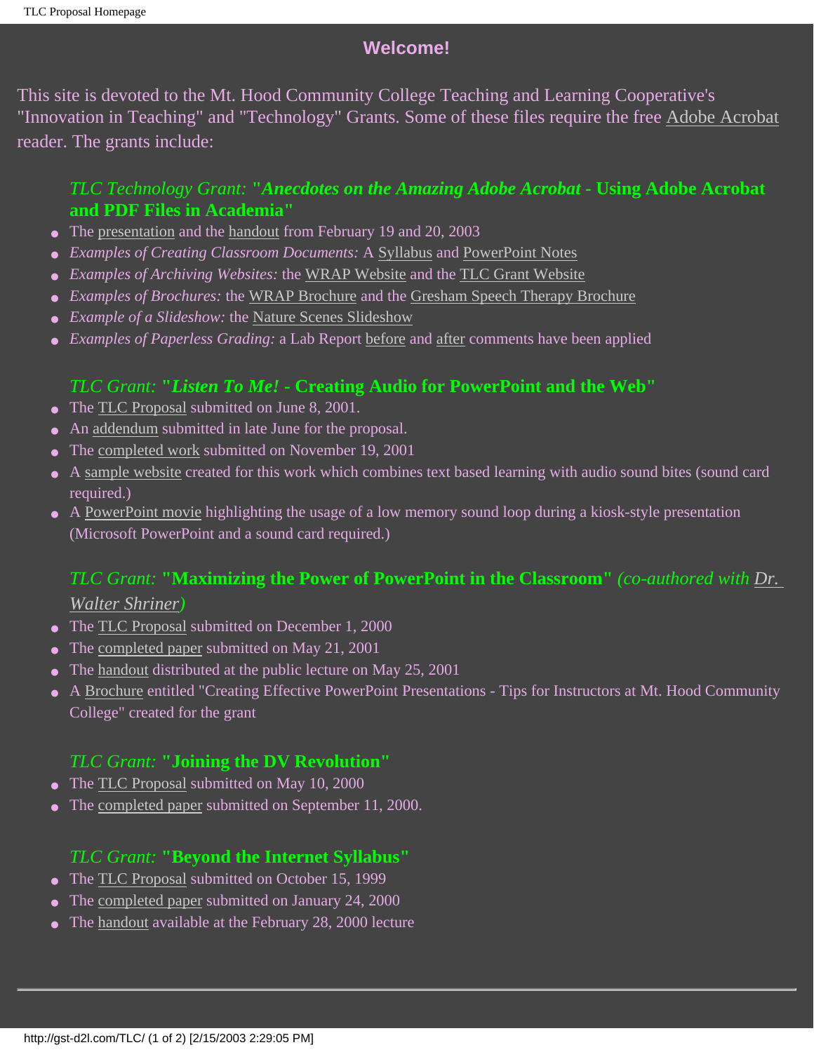## Welcome!

This site is devoted to the Mt. Hood Community College Teaching and Learning Cooperative's "Innovation in Teaching" and "Technology" Grants. Some of these files require the free Adobe Acrobat reader. The grants include:

### *TLC Technology Grant:* **"*Anecdotes on the Amazing Adobe Acrobat* - Using Adobe Acrobat and PDF Files in Academia"**

- The presentation and the handout from February 19 and 20, 2003
- *Examples of Creating Classroom Documents:* A Syllabus and PowerPoint Notes
- *Examples of Archiving Websites:* the WRAP Website and the TLC Grant Website
- *Examples of Brochures:* the WRAP Brochure and the Gresham Speech Therapy Brochure
- *Example of a Slideshow:* the Nature Scenes Slideshow
- *Examples of Paperless Grading:* a Lab Report before and after comments have been applied

### *TLC Grant:* **"*Listen To Me!* - Creating Audio for PowerPoint and the Web"**

- The TLC Proposal submitted on June 8, 2001.
- An addendum submitted in late June for the proposal.
- The completed work submitted on November 19, 2001
- A sample website created for this work which combines text based learning with audio sound bites (sound card required.)
- A PowerPoint movie highlighting the usage of a low memory sound loop during a kiosk-style presentation (Microsoft PowerPoint and a sound card required.)

### *TLC Grant:* **"Maximizing the Power of PowerPoint in the Classroom"** *(co-authored with Dr. Walter Shriner)*

- The TLC Proposal submitted on December 1, 2000
- The completed paper submitted on May 21, 2001
- The handout distributed at the public lecture on May 25, 2001
- A Brochure entitled "Creating Effective PowerPoint Presentations - Tips for Instructors at Mt. Hood Community College" created for the grant

### *TLC Grant:* **"Joining the DV Revolution"**

- The TLC Proposal submitted on May 10, 2000
- The completed paper submitted on September 11, 2000.

### *TLC Grant:* **"Beyond the Internet Syllabus"**

- The TLC Proposal submitted on October 15, 1999
- The completed paper submitted on January 24, 2000
- The handout available at the February 28, 2000 lecture

---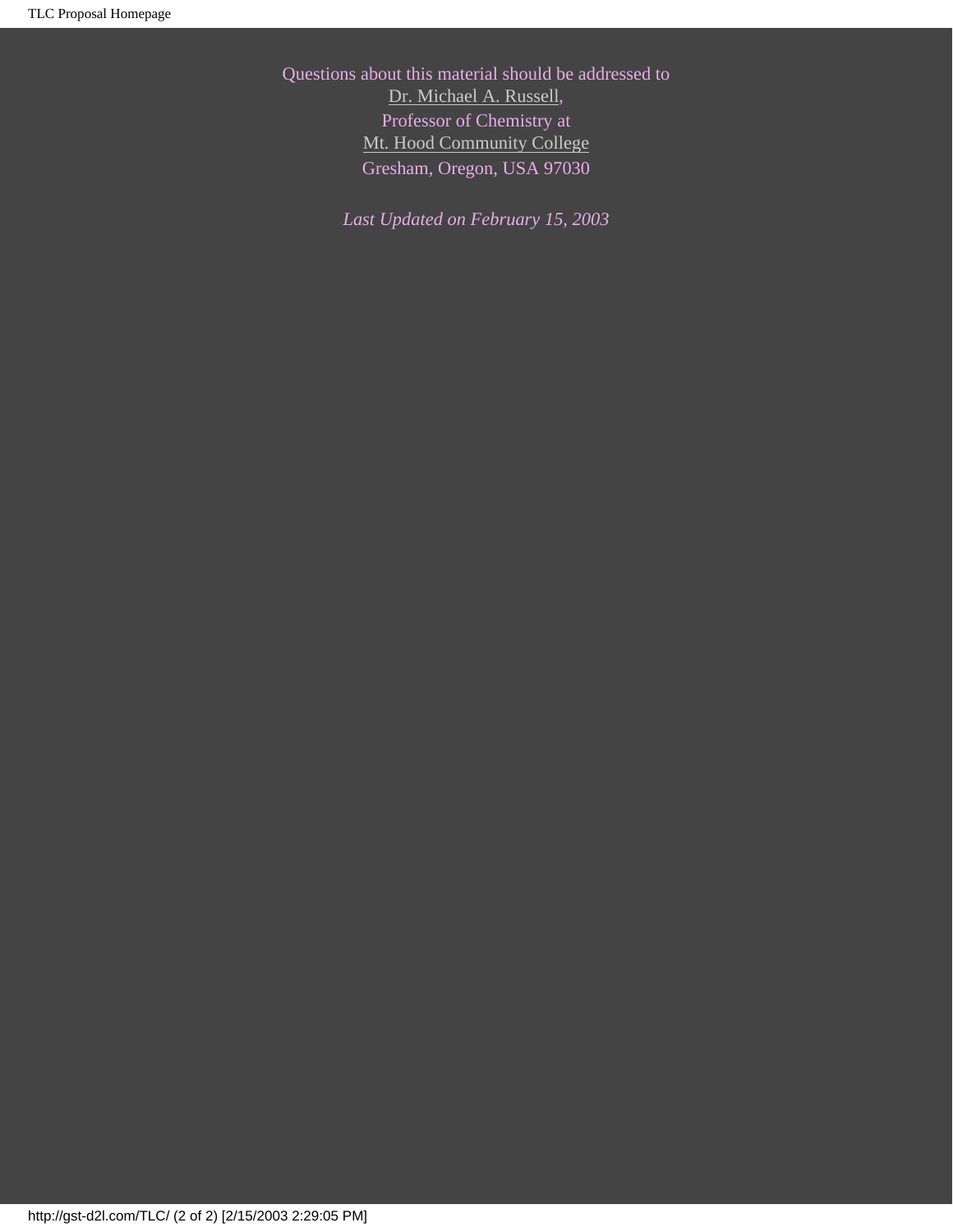Questions about this material should be addressed to
Dr. Michael A. Russell,
Professor of Chemistry at
Mt. Hood Community College
Gresham, Oregon, USA 97030

*Last Updated on February 15, 2003*